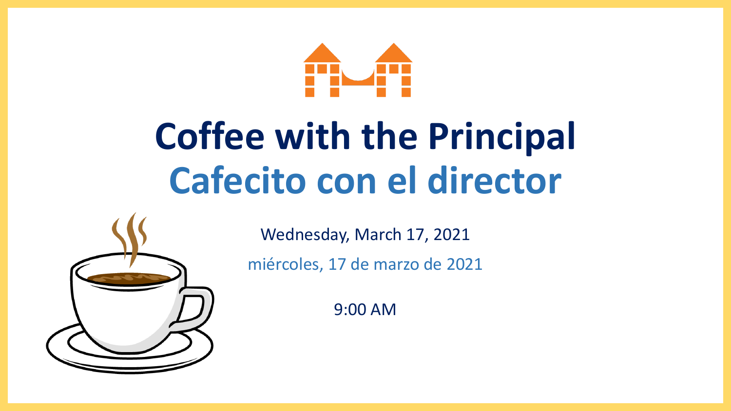# Coffee with the Principal
# Cafecito con el director

Wednesday, March 17, 2021

miércoles, 17 de marzo de 2021

9:00 AM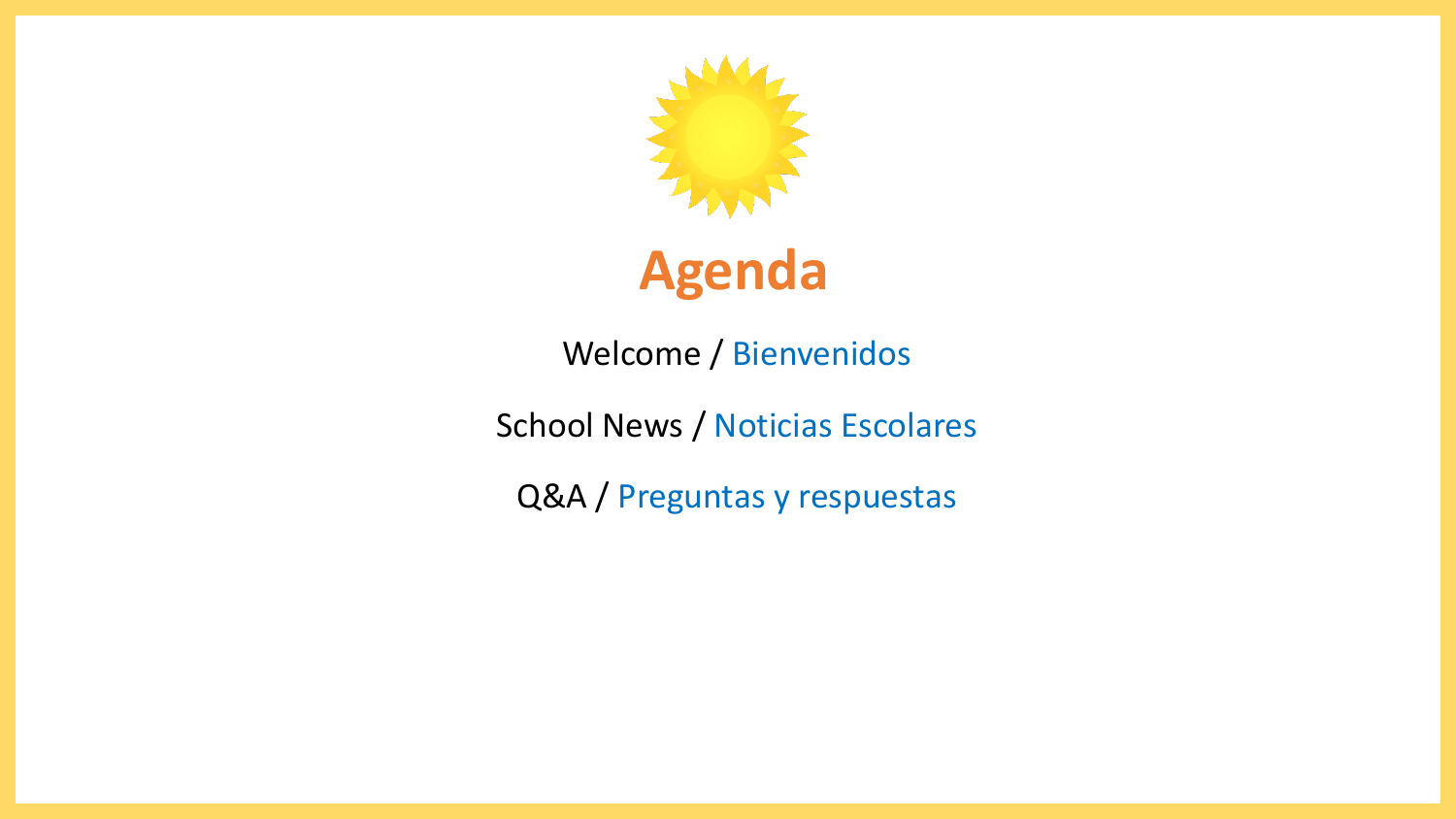# Agenda

Welcome / Bienvenidos

School News / Noticias Escolares

Q&A / Preguntas y respuestas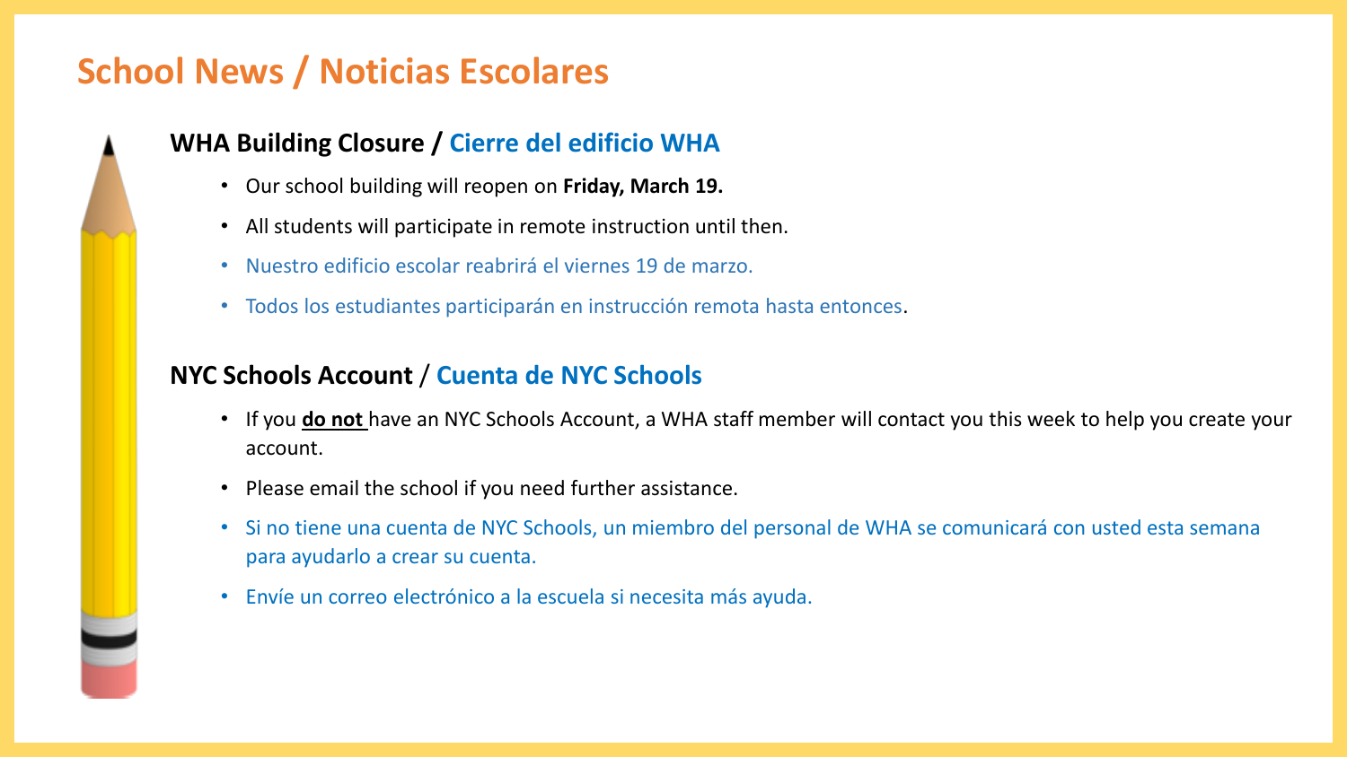# School News / Noticias Escolares

## WHA Building Closure / Cierre del edificio WHA

- Our school building will reopen on **Friday, March 19.**
- All students will participate in remote instruction until then.
- Nuestro edificio escolar reabrirá el viernes 19 de marzo.
- Todos los estudiantes participarán en instrucción remota hasta entonces.

## NYC Schools Account / Cuenta de NYC Schools

- If you **do not** have an NYC Schools Account, a WHA staff member will contact you this week to help you create your account.
- Please email the school if you need further assistance.
- Si no tiene una cuenta de NYC Schools, un miembro del personal de WHA se comunicará con usted esta semana para ayudarlo a crear su cuenta.
- Envíe un correo electrónico a la escuela si necesita más ayuda.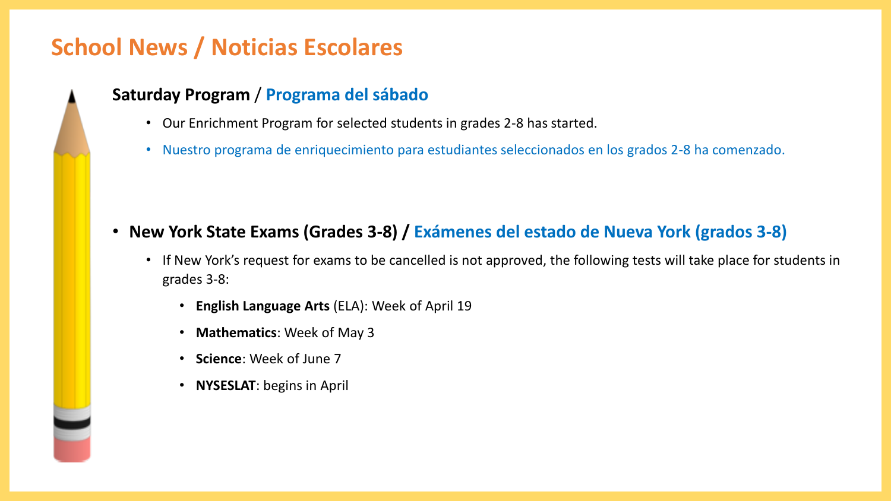# School News / Noticias Escolares

### Saturday Program / Programa del sábado

- Our Enrichment Program for selected students in grades 2-8 has started.
- Nuestro programa de enriquecimiento para estudiantes seleccionados en los grados 2-8 ha comenzado.

- **New York State Exams (Grades 3-8) / Exámenes del estado de Nueva York (grados 3-8)**
  - If New York's request for exams to be cancelled is not approved, the following tests will take place for students in grades 3-8:
    - **English Language Arts** (ELA): Week of April 19
    - **Mathematics**: Week of May 3
    - **Science**: Week of June 7
    - **NYSESLAT**: begins in April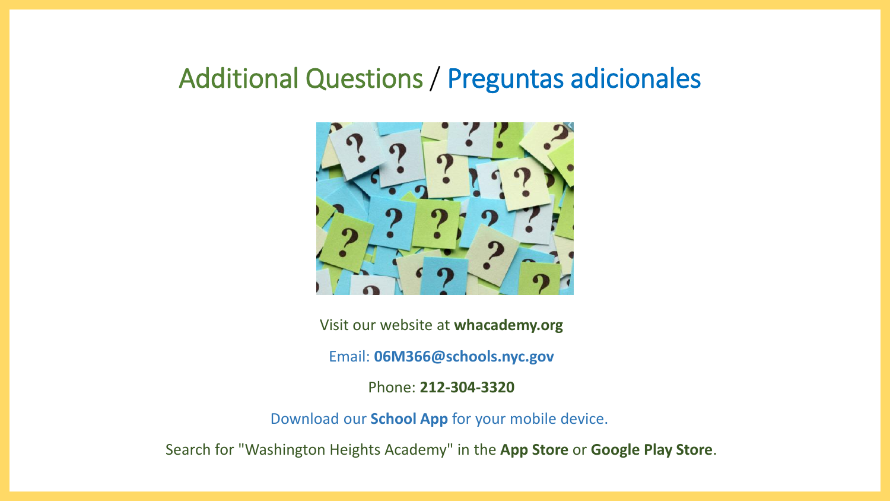# Additional Questions / Preguntas adicionales

Visit our website at **whacademy.org**

Email: **06M366@schools.nyc.gov**

Phone: **212-304-3320**

Download our **School App** for your mobile device.

Search for "Washington Heights Academy" in the **App Store** or **Google Play Store**.